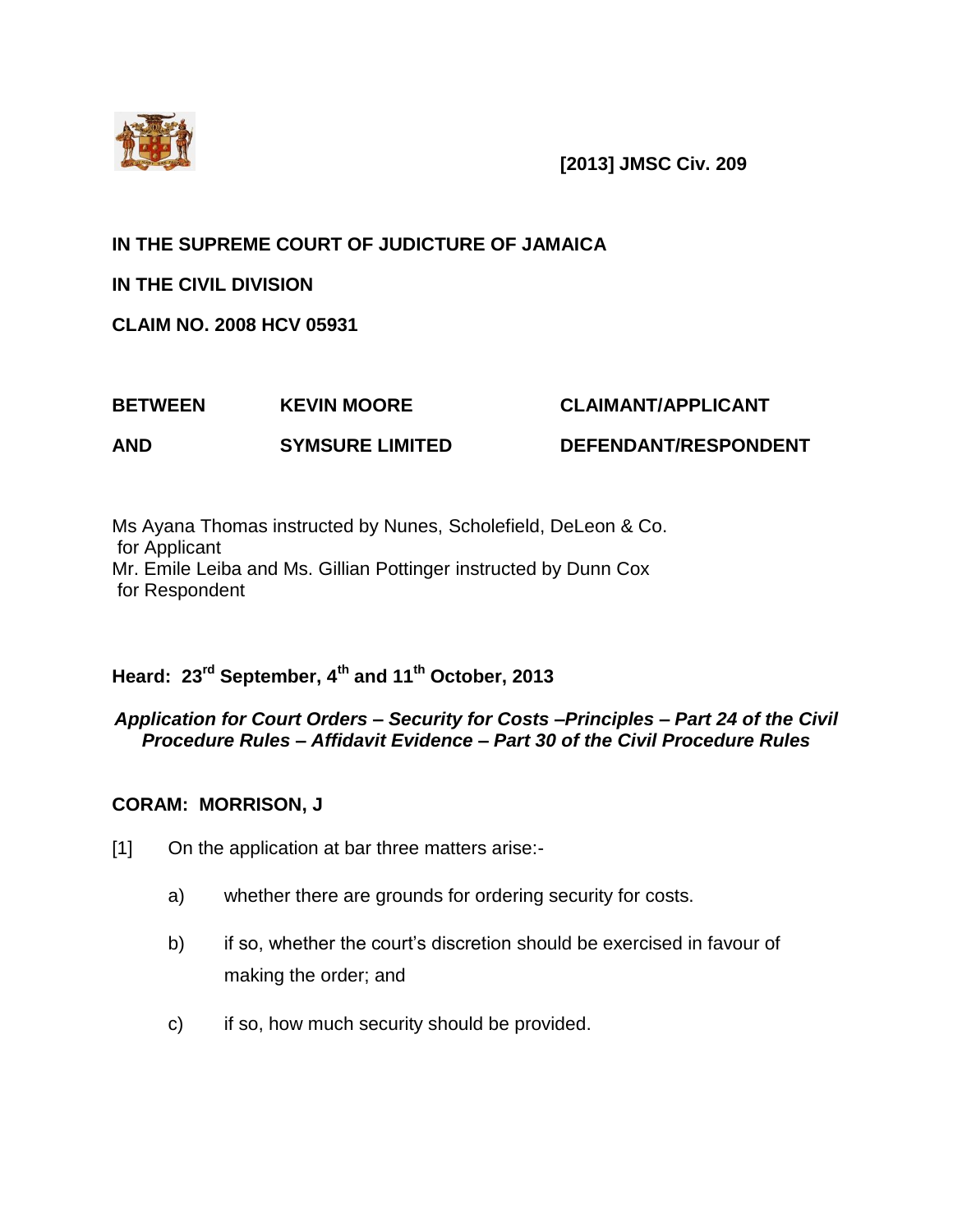**[2013] JMSC Civ. 209**

**IN THE SUPREME COURT OF JUDICATURE OF JAMAICA**

**IN THE CIVIL DIVISION**

**CLAIM NO. 2008 HCV 05931**

| | | |
|---|---|---|
| **BETWEEN** | **KEVIN MOORE** | **CLAIMANT/APPLICANT** |
| **AND** | **SYMSURE LIMITED** | **DEFENDANT/RESPONDENT** |

Ms Ayana Thomas instructed by Nunes, Scholefield, DeLeon & Co. for Applicant
Mr. Emile Leiba and Ms. Gillian Pottinger instructed by Dunn Cox for Respondent

**Heard: 23rd September, 4th and 11th October, 2013**

***Application for Court Orders – Security for Costs –Principles – Part 24 of the Civil Procedure Rules – Affidavit Evidence – Part 30 of the Civil Procedure Rules***

**CORAM: MORRISON, J**

[1] On the application at bar three matters arise:-

a) whether there are grounds for ordering security for costs.

b) if so, whether the court's discretion should be exercised in favour of making the order; and

c) if so, how much security should be provided.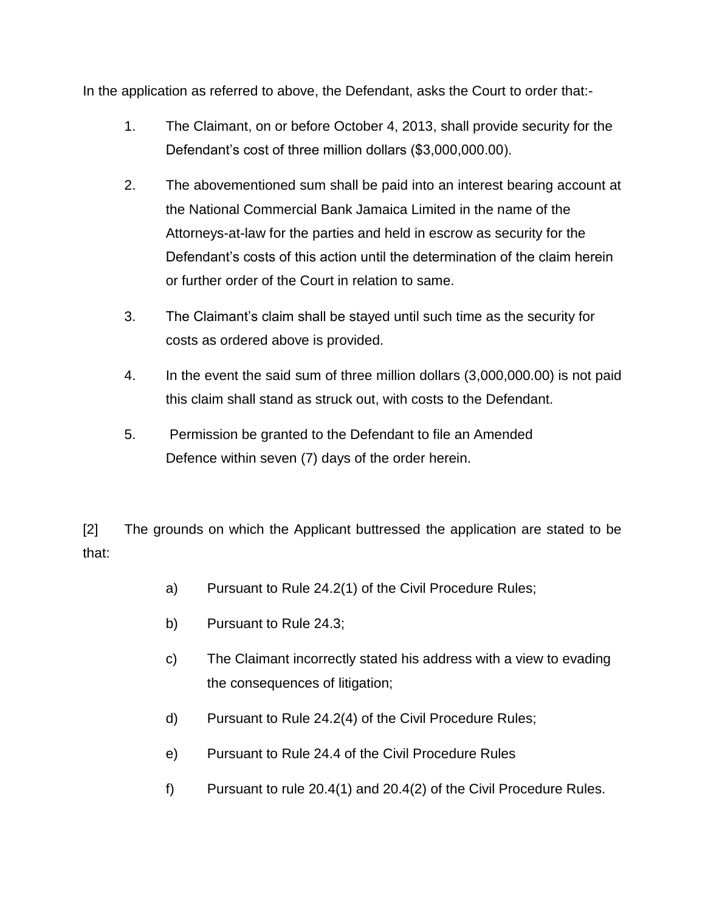In the application as referred to above, the Defendant, asks the Court to order that:-

1. The Claimant, on or before October 4, 2013, shall provide security for the Defendant's cost of three million dollars ($3,000,000.00).

2. The abovementioned sum shall be paid into an interest bearing account at the National Commercial Bank Jamaica Limited in the name of the Attorneys-at-law for the parties and held in escrow as security for the Defendant's costs of this action until the determination of the claim herein or further order of the Court in relation to same.

3. The Claimant's claim shall be stayed until such time as the security for costs as ordered above is provided.

4. In the event the said sum of three million dollars (3,000,000.00) is not paid this claim shall stand as struck out, with costs to the Defendant.

5. Permission be granted to the Defendant to file an Amended Defence within seven (7) days of the order herein.

[2] The grounds on which the Applicant buttressed the application are stated to be that:

a) Pursuant to Rule 24.2(1) of the Civil Procedure Rules;

b) Pursuant to Rule 24.3;

c) The Claimant incorrectly stated his address with a view to evading the consequences of litigation;

d) Pursuant to Rule 24.2(4) of the Civil Procedure Rules;

e) Pursuant to Rule 24.4 of the Civil Procedure Rules

f) Pursuant to rule 20.4(1) and 20.4(2) of the Civil Procedure Rules.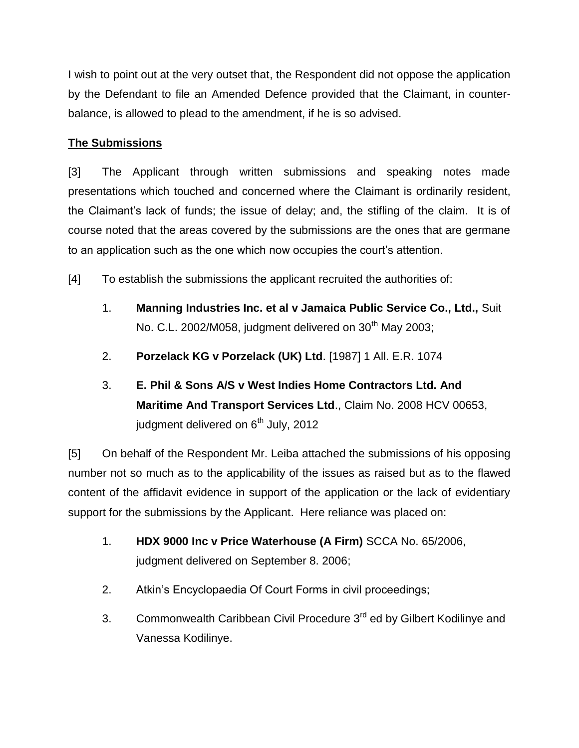I wish to point out at the very outset that, the Respondent did not oppose the application by the Defendant to file an Amended Defence provided that the Claimant, in counter-balance, is allowed to plead to the amendment, if he is so advised.

## **The Submissions**

[3] The Applicant through written submissions and speaking notes made presentations which touched and concerned where the Claimant is ordinarily resident, the Claimant's lack of funds; the issue of delay; and, the stifling of the claim. It is of course noted that the areas covered by the submissions are the ones that are germane to an application such as the one which now occupies the court's attention.

[4] To establish the submissions the applicant recruited the authorities of:

1. **Manning Industries Inc. et al v Jamaica Public Service Co., Ltd.,** Suit No. C.L. 2002/M058, judgment delivered on 30th May 2003;
2. **Porzelack KG v Porzelack (UK) Ltd**. [1987] 1 All. E.R. 1074
3. **E. Phil & Sons A/S v West Indies Home Contractors Ltd. And Maritime And Transport Services Ltd**., Claim No. 2008 HCV 00653, judgment delivered on 6th July, 2012

[5] On behalf of the Respondent Mr. Leiba attached the submissions of his opposing number not so much as to the applicability of the issues as raised but as to the flawed content of the affidavit evidence in support of the application or the lack of evidentiary support for the submissions by the Applicant. Here reliance was placed on:

1. **HDX 9000 Inc v Price Waterhouse (A Firm)** SCCA No. 65/2006, judgment delivered on September 8. 2006;
2. Atkin's Encyclopaedia Of Court Forms in civil proceedings;
3. Commonwealth Caribbean Civil Procedure 3rd ed by Gilbert Kodilinye and Vanessa Kodilinye.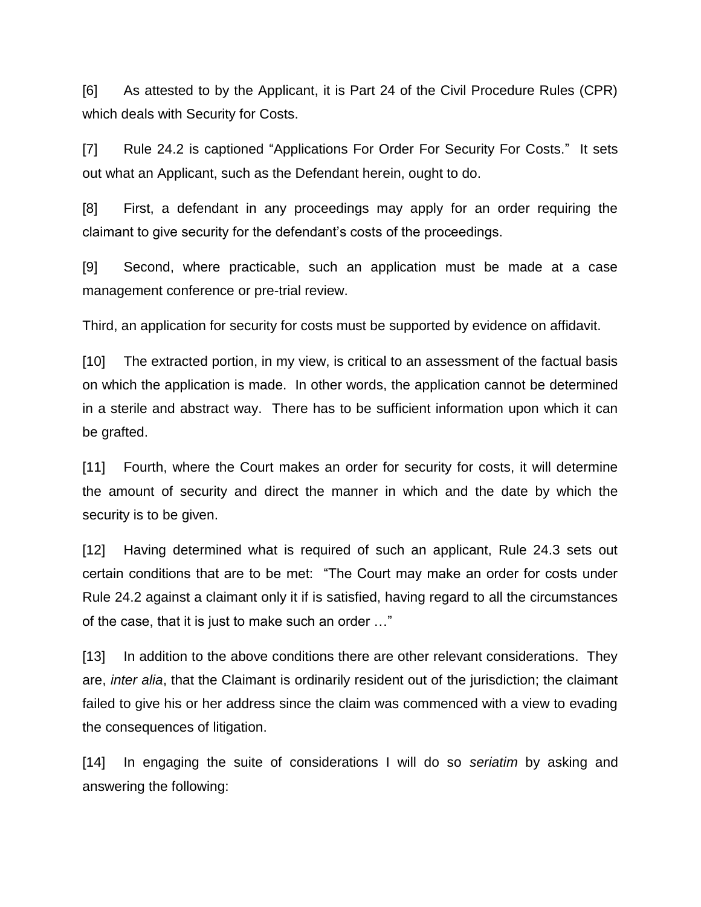[6] As attested to by the Applicant, it is Part 24 of the Civil Procedure Rules (CPR) which deals with Security for Costs.

[7] Rule 24.2 is captioned "Applications For Order For Security For Costs." It sets out what an Applicant, such as the Defendant herein, ought to do.

[8] First, a defendant in any proceedings may apply for an order requiring the claimant to give security for the defendant's costs of the proceedings.

[9] Second, where practicable, such an application must be made at a case management conference or pre-trial review.

Third, an application for security for costs must be supported by evidence on affidavit.

[10] The extracted portion, in my view, is critical to an assessment of the factual basis on which the application is made. In other words, the application cannot be determined in a sterile and abstract way. There has to be sufficient information upon which it can be grafted.

[11] Fourth, where the Court makes an order for security for costs, it will determine the amount of security and direct the manner in which and the date by which the security is to be given.

[12] Having determined what is required of such an applicant, Rule 24.3 sets out certain conditions that are to be met: "The Court may make an order for costs under Rule 24.2 against a claimant only it if is satisfied, having regard to all the circumstances of the case, that it is just to make such an order …"

[13] In addition to the above conditions there are other relevant considerations. They are, *inter alia*, that the Claimant is ordinarily resident out of the jurisdiction; the claimant failed to give his or her address since the claim was commenced with a view to evading the consequences of litigation.

[14] In engaging the suite of considerations I will do so *seriatim* by asking and answering the following: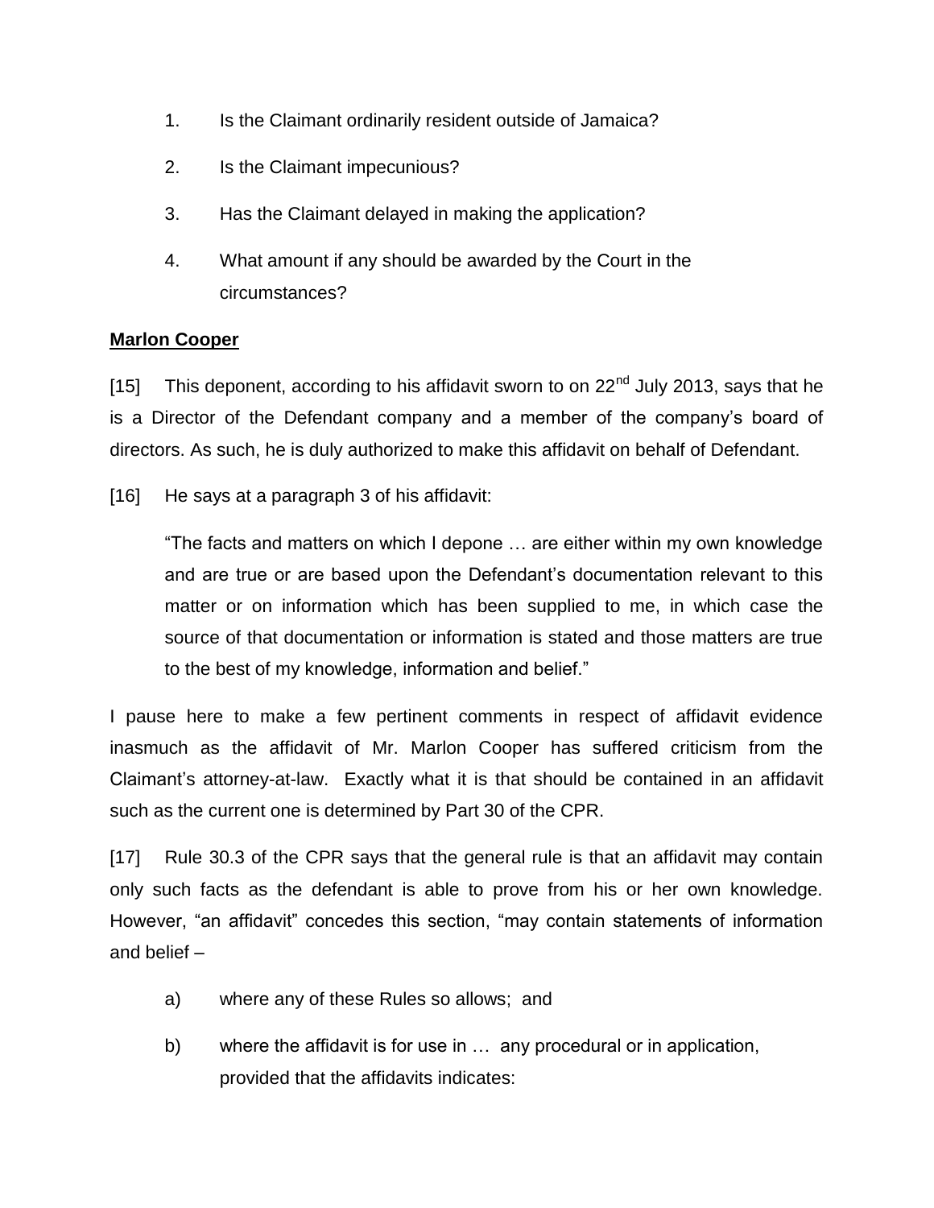1. Is the Claimant ordinarily resident outside of Jamaica?

2. Is the Claimant impecunious?

3. Has the Claimant delayed in making the application?

4. What amount if any should be awarded by the Court in the circumstances?

**Marlon Cooper**

[15] This deponent, according to his affidavit sworn to on 22nd July 2013, says that he is a Director of the Defendant company and a member of the company's board of directors. As such, he is duly authorized to make this affidavit on behalf of Defendant.

[16] He says at a paragraph 3 of his affidavit:

> "The facts and matters on which I depone … are either within my own knowledge and are true or are based upon the Defendant's documentation relevant to this matter or on information which has been supplied to me, in which case the source of that documentation or information is stated and those matters are true to the best of my knowledge, information and belief."

I pause here to make a few pertinent comments in respect of affidavit evidence inasmuch as the affidavit of Mr. Marlon Cooper has suffered criticism from the Claimant's attorney-at-law. Exactly what it is that should be contained in an affidavit such as the current one is determined by Part 30 of the CPR.

[17] Rule 30.3 of the CPR says that the general rule is that an affidavit may contain only such facts as the defendant is able to prove from his or her own knowledge. However, "an affidavit" concedes this section, "may contain statements of information and belief –

a) where any of these Rules so allows; and

b) where the affidavit is for use in … any procedural or in application, provided that the affidavits indicates: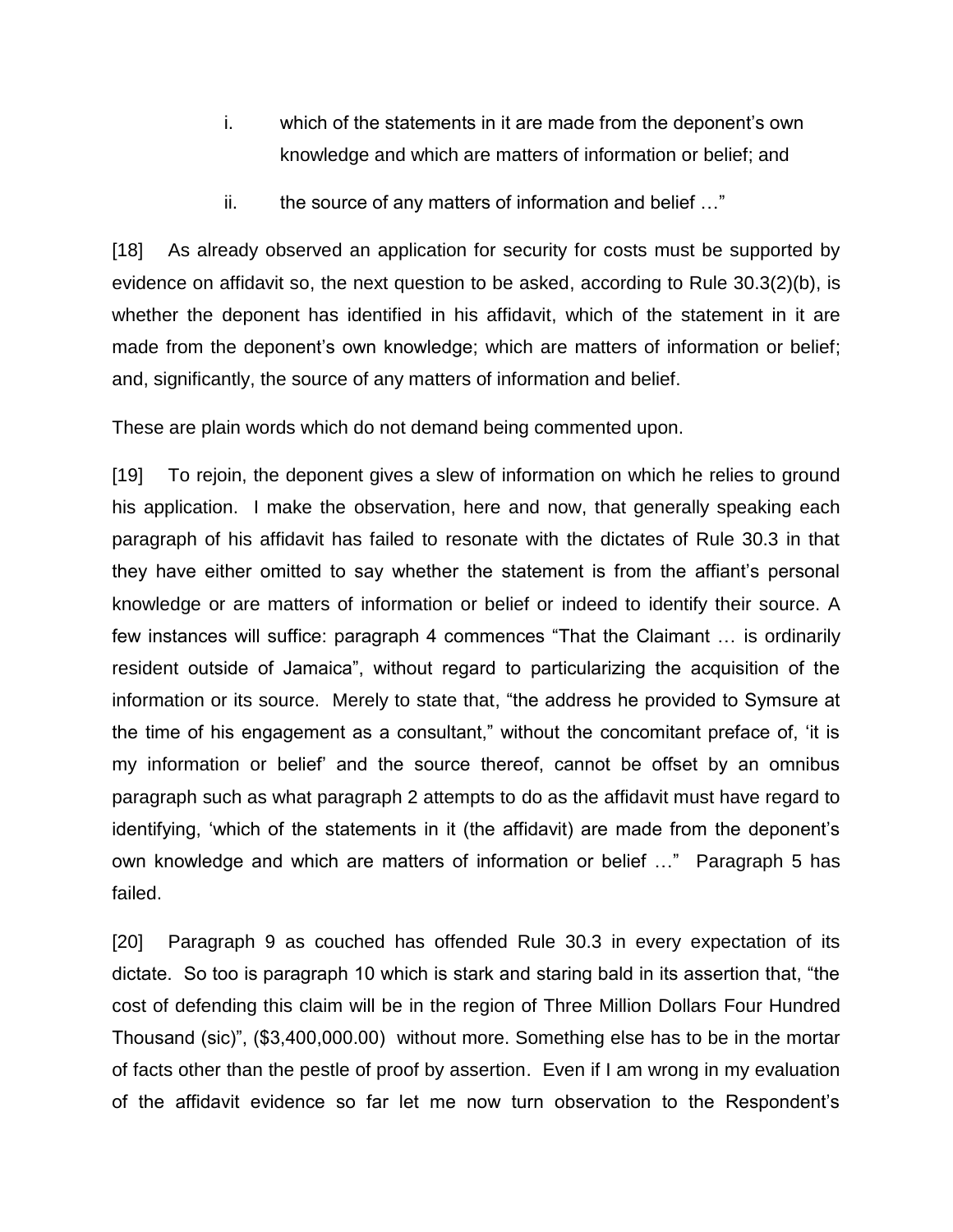i. which of the statements in it are made from the deponent's own knowledge and which are matters of information or belief; and

ii. the source of any matters of information and belief …"

[18] As already observed an application for security for costs must be supported by evidence on affidavit so, the next question to be asked, according to Rule 30.3(2)(b), is whether the deponent has identified in his affidavit, which of the statement in it are made from the deponent's own knowledge; which are matters of information or belief; and, significantly, the source of any matters of information and belief.

These are plain words which do not demand being commented upon.

[19] To rejoin, the deponent gives a slew of information on which he relies to ground his application. I make the observation, here and now, that generally speaking each paragraph of his affidavit has failed to resonate with the dictates of Rule 30.3 in that they have either omitted to say whether the statement is from the affiant's personal knowledge or are matters of information or belief or indeed to identify their source. A few instances will suffice: paragraph 4 commences "That the Claimant … is ordinarily resident outside of Jamaica", without regard to particularizing the acquisition of the information or its source. Merely to state that, "the address he provided to Symsure at the time of his engagement as a consultant," without the concomitant preface of, 'it is my information or belief' and the source thereof, cannot be offset by an omnibus paragraph such as what paragraph 2 attempts to do as the affidavit must have regard to identifying, 'which of the statements in it (the affidavit) are made from the deponent's own knowledge and which are matters of information or belief …" Paragraph 5 has failed.

[20] Paragraph 9 as couched has offended Rule 30.3 in every expectation of its dictate. So too is paragraph 10 which is stark and staring bald in its assertion that, "the cost of defending this claim will be in the region of Three Million Dollars Four Hundred Thousand (sic)", ($3,400,000.00) without more. Something else has to be in the mortar of facts other than the pestle of proof by assertion. Even if I am wrong in my evaluation of the affidavit evidence so far let me now turn observation to the Respondent's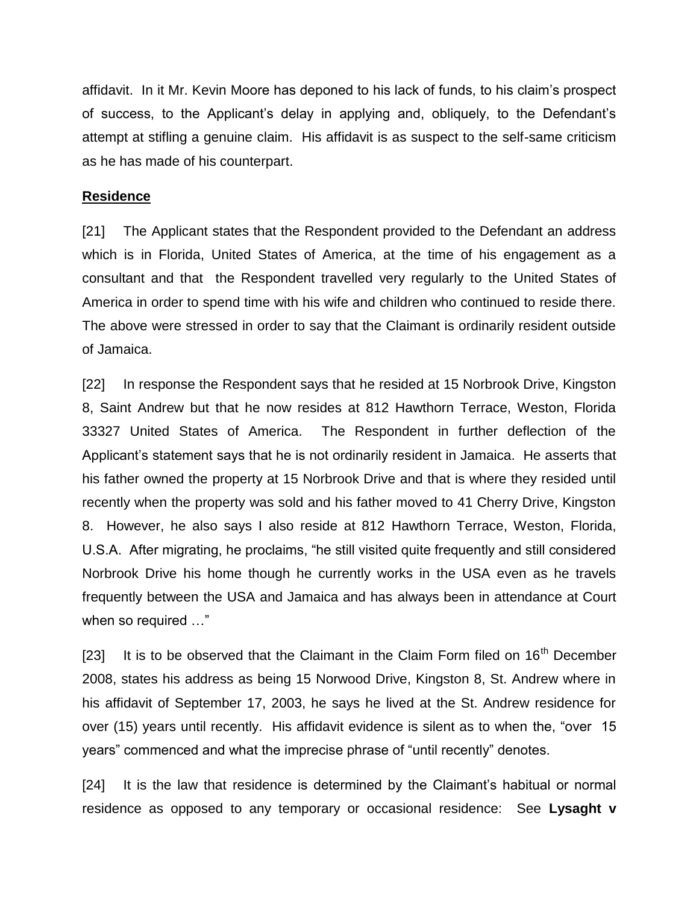affidavit. In it Mr. Kevin Moore has deponed to his lack of funds, to his claim's prospect of success, to the Applicant's delay in applying and, obliquely, to the Defendant's attempt at stifling a genuine claim. His affidavit is as suspect to the self-same criticism as he has made of his counterpart.

## Residence

[21] The Applicant states that the Respondent provided to the Defendant an address which is in Florida, United States of America, at the time of his engagement as a consultant and that the Respondent travelled very regularly to the United States of America in order to spend time with his wife and children who continued to reside there. The above were stressed in order to say that the Claimant is ordinarily resident outside of Jamaica.

[22] In response the Respondent says that he resided at 15 Norbrook Drive, Kingston 8, Saint Andrew but that he now resides at 812 Hawthorn Terrace, Weston, Florida 33327 United States of America. The Respondent in further deflection of the Applicant's statement says that he is not ordinarily resident in Jamaica. He asserts that his father owned the property at 15 Norbrook Drive and that is where they resided until recently when the property was sold and his father moved to 41 Cherry Drive, Kingston 8. However, he also says I also reside at 812 Hawthorn Terrace, Weston, Florida, U.S.A. After migrating, he proclaims, "he still visited quite frequently and still considered Norbrook Drive his home though he currently works in the USA even as he travels frequently between the USA and Jamaica and has always been in attendance at Court when so required …"

[23] It is to be observed that the Claimant in the Claim Form filed on 16th December 2008, states his address as being 15 Norwood Drive, Kingston 8, St. Andrew where in his affidavit of September 17, 2003, he says he lived at the St. Andrew residence for over (15) years until recently. His affidavit evidence is silent as to when the, "over 15 years" commenced and what the imprecise phrase of "until recently" denotes.

[24] It is the law that residence is determined by the Claimant's habitual or normal residence as opposed to any temporary or occasional residence: See **Lysaght v**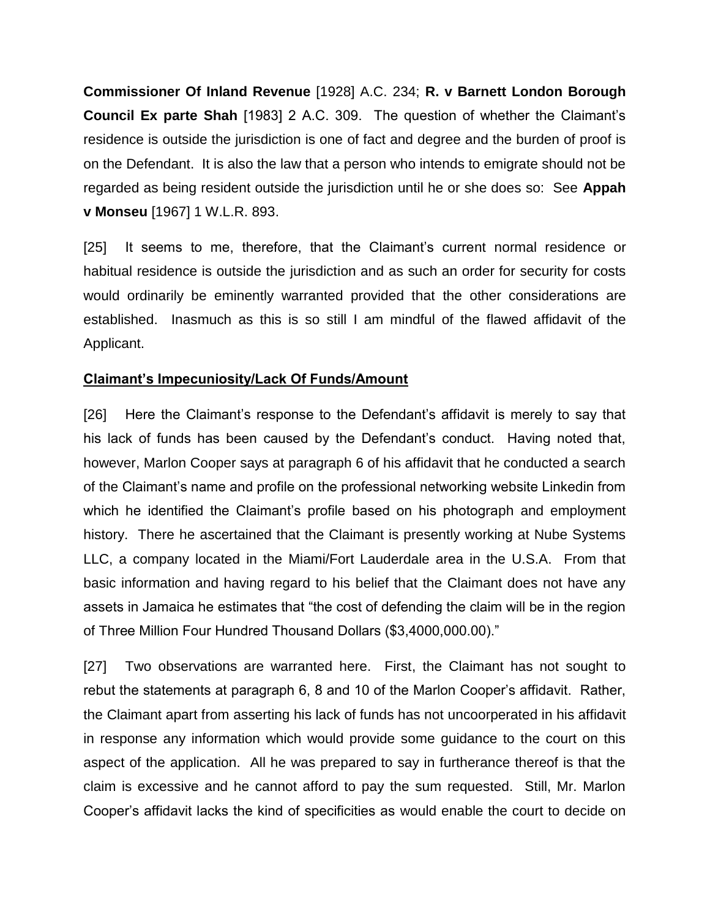**Commissioner Of Inland Revenue** [1928] A.C. 234; **R. v Barnett London Borough Council Ex parte Shah** [1983] 2 A.C. 309. The question of whether the Claimant's residence is outside the jurisdiction is one of fact and degree and the burden of proof is on the Defendant. It is also the law that a person who intends to emigrate should not be regarded as being resident outside the jurisdiction until he or she does so: See **Appah v Monseu** [1967] 1 W.L.R. 893.

[25] It seems to me, therefore, that the Claimant's current normal residence or habitual residence is outside the jurisdiction and as such an order for security for costs would ordinarily be eminently warranted provided that the other considerations are established. Inasmuch as this is so still I am mindful of the flawed affidavit of the Applicant.

**Claimant's Impecuniosity/Lack Of Funds/Amount**

[26] Here the Claimant's response to the Defendant's affidavit is merely to say that his lack of funds has been caused by the Defendant's conduct. Having noted that, however, Marlon Cooper says at paragraph 6 of his affidavit that he conducted a search of the Claimant's name and profile on the professional networking website Linkedin from which he identified the Claimant's profile based on his photograph and employment history. There he ascertained that the Claimant is presently working at Nube Systems LLC, a company located in the Miami/Fort Lauderdale area in the U.S.A. From that basic information and having regard to his belief that the Claimant does not have any assets in Jamaica he estimates that "the cost of defending the claim will be in the region of Three Million Four Hundred Thousand Dollars ($3,4000,000.00)."

[27] Two observations are warranted here. First, the Claimant has not sought to rebut the statements at paragraph 6, 8 and 10 of the Marlon Cooper's affidavit. Rather, the Claimant apart from asserting his lack of funds has not uncoorperated in his affidavit in response any information which would provide some guidance to the court on this aspect of the application. All he was prepared to say in furtherance thereof is that the claim is excessive and he cannot afford to pay the sum requested. Still, Mr. Marlon Cooper's affidavit lacks the kind of specificities as would enable the court to decide on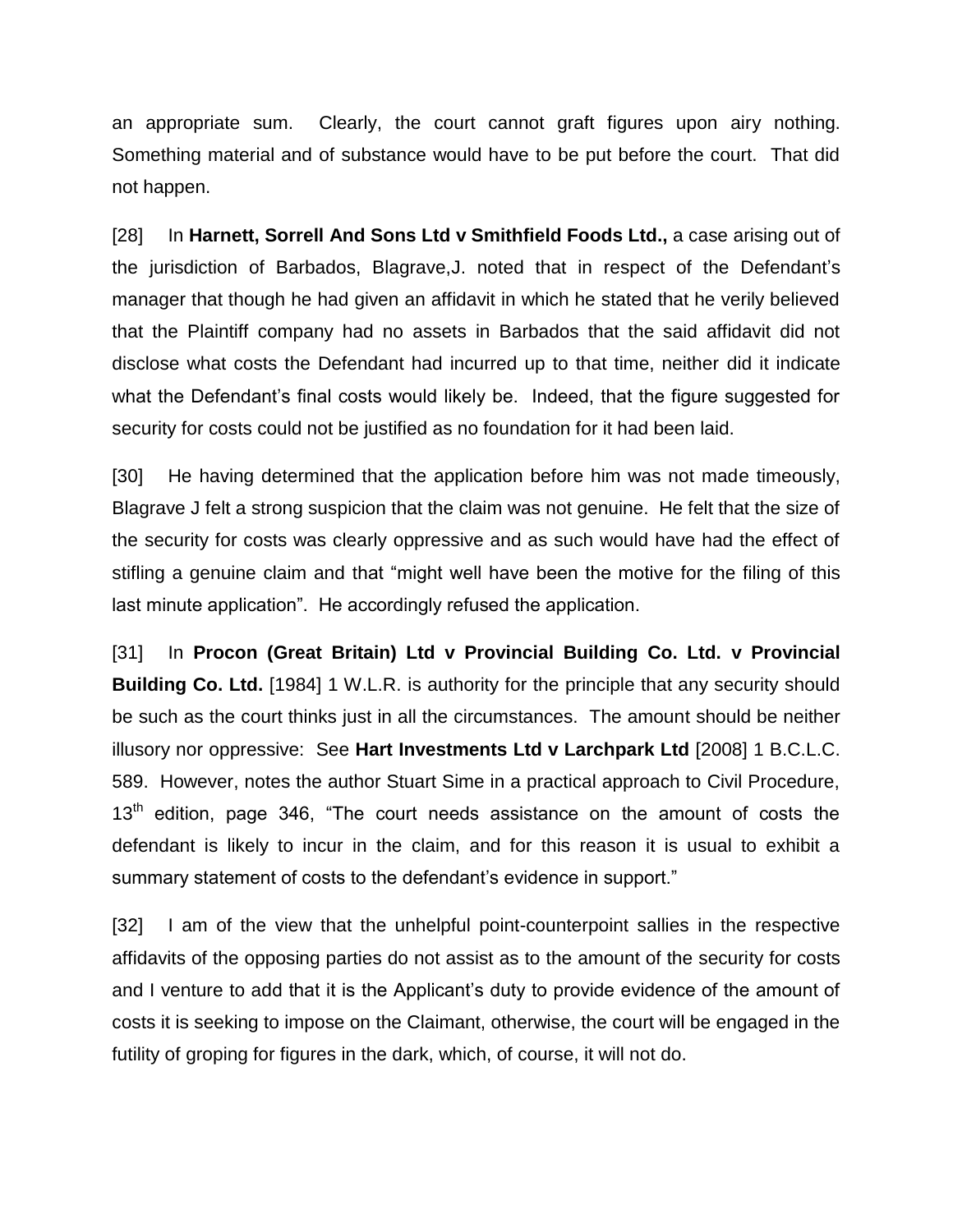an appropriate sum. Clearly, the court cannot graft figures upon airy nothing. Something material and of substance would have to be put before the court. That did not happen.

[28] In **Harnett, Sorrell And Sons Ltd v Smithfield Foods Ltd.,** a case arising out of the jurisdiction of Barbados, Blagrave,J. noted that in respect of the Defendant's manager that though he had given an affidavit in which he stated that he verily believed that the Plaintiff company had no assets in Barbados that the said affidavit did not disclose what costs the Defendant had incurred up to that time, neither did it indicate what the Defendant's final costs would likely be. Indeed, that the figure suggested for security for costs could not be justified as no foundation for it had been laid.

[30] He having determined that the application before him was not made timeously, Blagrave J felt a strong suspicion that the claim was not genuine. He felt that the size of the security for costs was clearly oppressive and as such would have had the effect of stifling a genuine claim and that "might well have been the motive for the filing of this last minute application". He accordingly refused the application.

[31] In **Procon (Great Britain) Ltd v Provincial Building Co. Ltd. v Provincial Building Co. Ltd.** [1984] 1 W.L.R. is authority for the principle that any security should be such as the court thinks just in all the circumstances. The amount should be neither illusory nor oppressive: See **Hart Investments Ltd v Larchpark Ltd** [2008] 1 B.C.L.C. 589. However, notes the author Stuart Sime in a practical approach to Civil Procedure, 13th edition, page 346, "The court needs assistance on the amount of costs the defendant is likely to incur in the claim, and for this reason it is usual to exhibit a summary statement of costs to the defendant's evidence in support."

[32] I am of the view that the unhelpful point-counterpoint sallies in the respective affidavits of the opposing parties do not assist as to the amount of the security for costs and I venture to add that it is the Applicant's duty to provide evidence of the amount of costs it is seeking to impose on the Claimant, otherwise, the court will be engaged in the futility of groping for figures in the dark, which, of course, it will not do.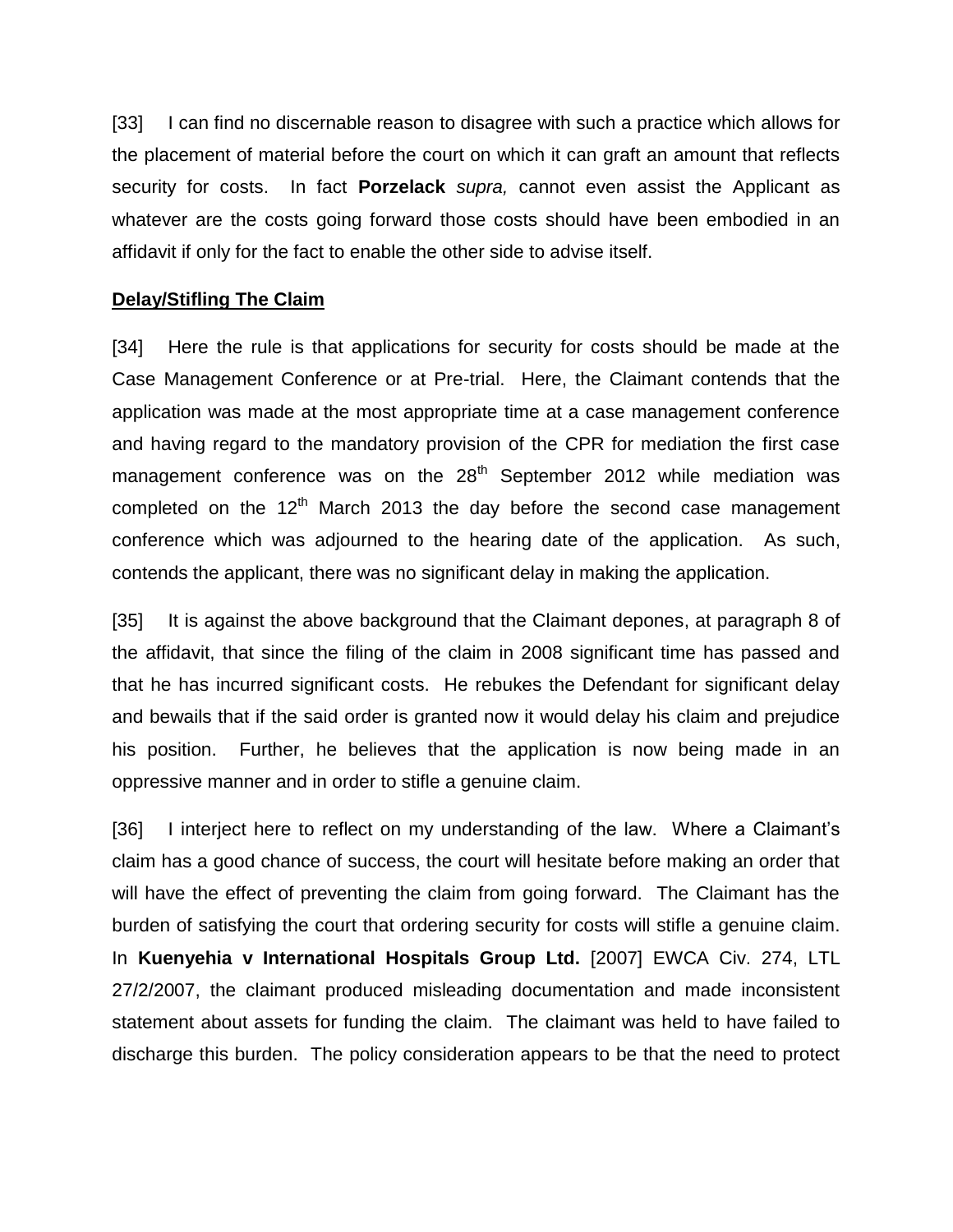[33] I can find no discernable reason to disagree with such a practice which allows for the placement of material before the court on which it can graft an amount that reflects security for costs. In fact **Porzelack** *supra,* cannot even assist the Applicant as whatever are the costs going forward those costs should have been embodied in an affidavit if only for the fact to enable the other side to advise itself.

**Delay/Stifling The Claim**

[34] Here the rule is that applications for security for costs should be made at the Case Management Conference or at Pre-trial. Here, the Claimant contends that the application was made at the most appropriate time at a case management conference and having regard to the mandatory provision of the CPR for mediation the first case management conference was on the 28th September 2012 while mediation was completed on the 12th March 2013 the day before the second case management conference which was adjourned to the hearing date of the application. As such, contends the applicant, there was no significant delay in making the application.

[35] It is against the above background that the Claimant depones, at paragraph 8 of the affidavit, that since the filing of the claim in 2008 significant time has passed and that he has incurred significant costs. He rebukes the Defendant for significant delay and bewails that if the said order is granted now it would delay his claim and prejudice his position. Further, he believes that the application is now being made in an oppressive manner and in order to stifle a genuine claim.

[36] I interject here to reflect on my understanding of the law. Where a Claimant's claim has a good chance of success, the court will hesitate before making an order that will have the effect of preventing the claim from going forward. The Claimant has the burden of satisfying the court that ordering security for costs will stifle a genuine claim. In **Kuenyehia v International Hospitals Group Ltd.** [2007] EWCA Civ. 274, LTL 27/2/2007, the claimant produced misleading documentation and made inconsistent statement about assets for funding the claim. The claimant was held to have failed to discharge this burden. The policy consideration appears to be that the need to protect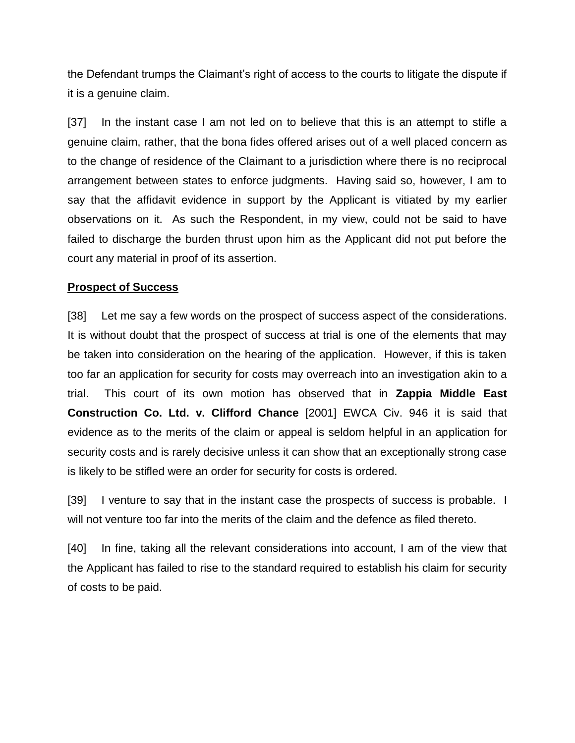the Defendant trumps the Claimant's right of access to the courts to litigate the dispute if it is a genuine claim.

[37] In the instant case I am not led on to believe that this is an attempt to stifle a genuine claim, rather, that the bona fides offered arises out of a well placed concern as to the change of residence of the Claimant to a jurisdiction where there is no reciprocal arrangement between states to enforce judgments. Having said so, however, I am to say that the affidavit evidence in support by the Applicant is vitiated by my earlier observations on it. As such the Respondent, in my view, could not be said to have failed to discharge the burden thrust upon him as the Applicant did not put before the court any material in proof of its assertion.

**Prospect of Success**

[38] Let me say a few words on the prospect of success aspect of the considerations. It is without doubt that the prospect of success at trial is one of the elements that may be taken into consideration on the hearing of the application. However, if this is taken too far an application for security for costs may overreach into an investigation akin to a trial. This court of its own motion has observed that in **Zappia Middle East Construction Co. Ltd. v. Clifford Chance** [2001] EWCA Civ. 946 it is said that evidence as to the merits of the claim or appeal is seldom helpful in an application for security costs and is rarely decisive unless it can show that an exceptionally strong case is likely to be stifled were an order for security for costs is ordered.

[39] I venture to say that in the instant case the prospects of success is probable. I will not venture too far into the merits of the claim and the defence as filed thereto.

[40] In fine, taking all the relevant considerations into account, I am of the view that the Applicant has failed to rise to the standard required to establish his claim for security of costs to be paid.